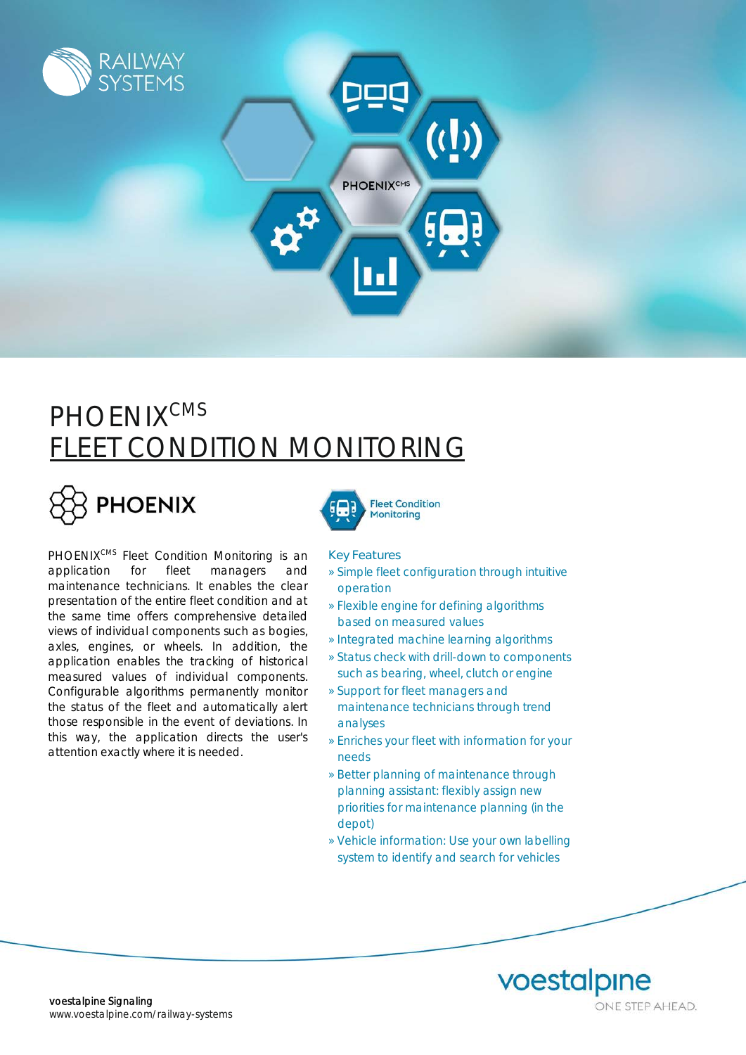RAILWAY SYSTEMS

# PHOENIX$^{CMS}$ FLEET CONDITION MONITORING

**PHOENIX**

Fleet Condition Monitoring

PHOENIX$^{CMS}$ Fleet Condition Monitoring is an application for fleet managers and maintenance technicians. It enables the clear presentation of the entire fleet condition and at the same time offers comprehensive detailed views of individual components such as bogies, axles, engines, or wheels. In addition, the application enables the tracking of historical measured values of individual components. Configurable algorithms permanently monitor the status of the fleet and automatically alert those responsible in the event of deviations. In this way, the application directs the user's attention exactly where it is needed.

### Key Features

» Simple fleet configuration through intuitive operation

» Flexible engine for defining algorithms based on measured values

» Integrated machine learning algorithms

» Status check with drill-down to components such as bearing, wheel, clutch or engine

» Support for fleet managers and maintenance technicians through trend analyses

» Enriches your fleet with information for your needs

» Better planning of maintenance through planning assistant: flexibly assign new priorities for maintenance planning (in the depot)

» Vehicle information: Use your own labelling system to identify and search for vehicles

voestalpine Signaling
www.voestalpine.com/railway-systems

voestalpine
ONE STEP AHEAD.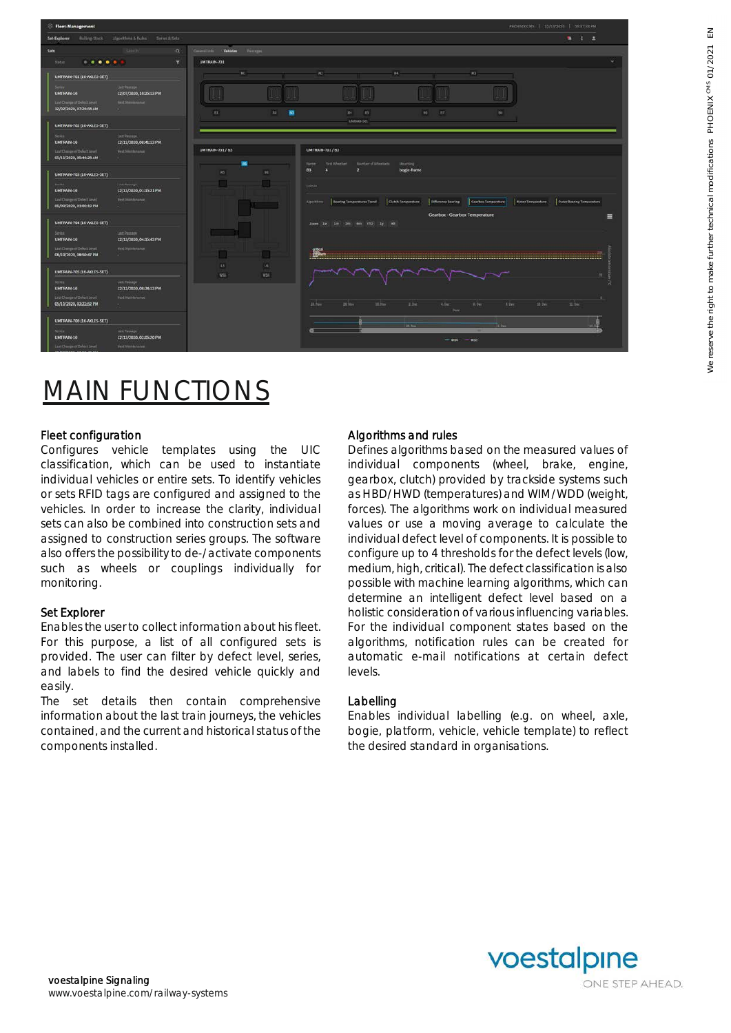# MAIN FUNCTIONS

### Fleet configuration

Configures vehicle templates using the UIC classification, which can be used to instantiate individual vehicles or entire sets. To identify vehicles or sets RFID tags are configured and assigned to the vehicles. In order to increase the clarity, individual sets can also be combined into construction sets and assigned to construction series groups. The software also offers the possibility to de-/activate components such as wheels or couplings individually for monitoring.

### Set Explorer

Enables the user to collect information about his fleet. For this purpose, a list of all configured sets is provided. The user can filter by defect level, series, and labels to find the desired vehicle quickly and easily.

The set details then contain comprehensive information about the last train journeys, the vehicles contained, and the current and historical status of the components installed.

### Algorithms and rules

Defines algorithms based on the measured values of individual components (wheel, brake, engine, gearbox, clutch) provided by trackside systems such as HBD/HWD (temperatures) and WIM/WDD (weight, forces). The algorithms work on individual measured values or use a moving average to calculate the individual defect level of components. It is possible to configure up to 4 thresholds for the defect levels (low, medium, high, critical). The defect classification is also possible with machine learning algorithms, which can determine an intelligent defect level based on a holistic consideration of various influencing variables. For the individual component states based on the algorithms, notification rules can be created for automatic e-mail notifications at certain defect levels.

### Labelling

Enables individual labelling (e.g. on wheel, axle, bogie, platform, vehicle, vehicle template) to reflect the desired standard in organisations.

voestalpine Signaling
www.voestalpine.com/railway-systems

voestalpine
ONE STEP AHEAD.

We reserve the right to make further technical modifications PHOENIX CMS 01/2021 EN